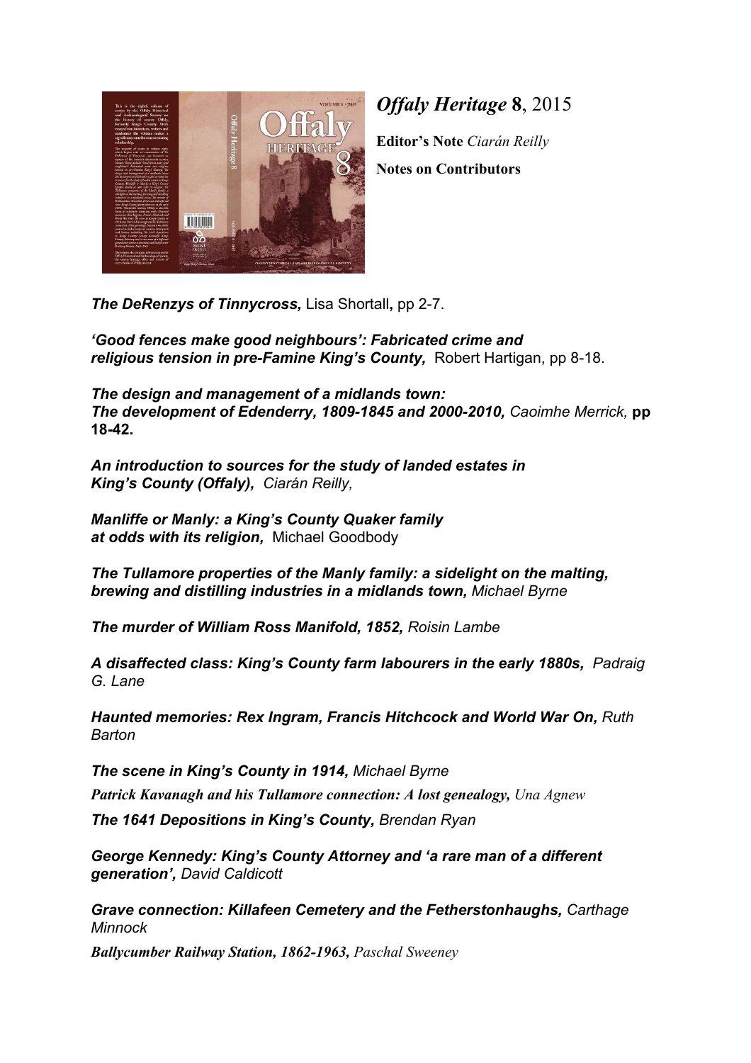# *Offaly Heritage* **8**, 2015

**Editor's Note** *Ciarán Reilly*

**Notes on Contributors**

***The DeRenzys of Tinnycross,*** Lisa Shortall**,** pp 2-7.

***'Good fences make good neighbours': Fabricated crime and religious tension in pre-Famine King's County,*** Robert Hartigan, pp 8-18.

***The design and management of a midlands town: The development of Edenderry, 1809-1845 and 2000-2010,*** *Caoimhe Merrick,* **pp 18-42.**

***An introduction to sources for the study of landed estates in King's County (Offaly),*** *Ciarán Reilly,*

***Manliffe or Manly: a King's County Quaker family at odds with its religion,*** Michael Goodbody

***The Tullamore properties of the Manly family: a sidelight on the malting, brewing and distilling industries in a midlands town,*** *Michael Byrne*

***The murder of William Ross Manifold, 1852,*** *Roisin Lambe*

***A disaffected class: King's County farm labourers in the early 1880s,*** *Padraig G. Lane*

***Haunted memories: Rex Ingram, Francis Hitchcock and World War On,*** *Ruth Barton*

***The scene in King's County in 1914,*** *Michael Byrne*

***Patrick Kavanagh and his Tullamore connection: A lost genealogy,*** *Una Agnew*

***The 1641 Depositions in King's County,*** *Brendan Ryan*

***George Kennedy: King's County Attorney and 'a rare man of a different generation',*** *David Caldicott*

***Grave connection: Killafeen Cemetery and the Fetherstonhaughs,*** *Carthage Minnock*

***Ballycumber Railway Station, 1862-1963,*** *Paschal Sweeney*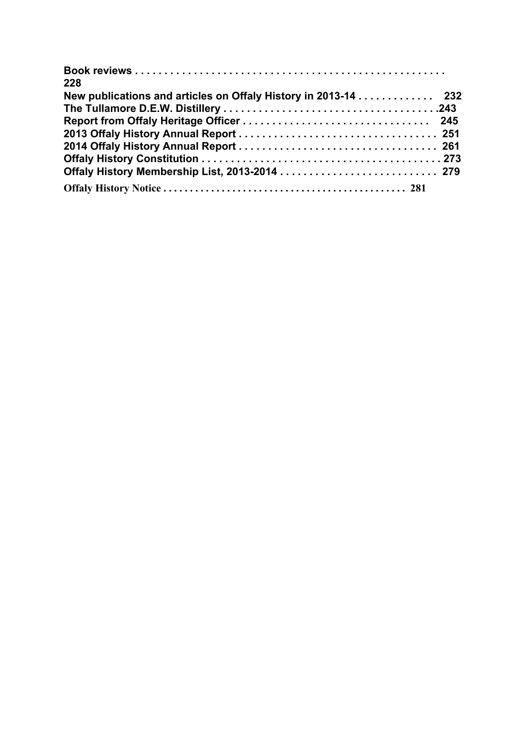**Book reviews . . . . . . . . . . . . . . . . . . . . . . . . . . . . . . . . . . . . . . . . . . . . . . . . . . . . . 228**
**New publications and articles on Offaly History in 2013-14 . . . . . . . . . . . . . 232**
**The Tullamore D.E.W. Distillery . . . . . . . . . . . . . . . . . . . . . . . . . . . . . . . . . . . . . .243**
**Report from Offaly Heritage Officer . . . . . . . . . . . . . . . . . . . . . . . . . . . . . . . . 245**
**2013 Offaly History Annual Report . . . . . . . . . . . . . . . . . . . . . . . . . . . . . . . . . . 251**
**2014 Offaly History Annual Report . . . . . . . . . . . . . . . . . . . . . . . . . . . . . . . . . . 261**
**Offaly History Constitution . . . . . . . . . . . . . . . . . . . . . . . . . . . . . . . . . . . . . . . . . 273**
**Offaly History Membership List, 2013-2014 . . . . . . . . . . . . . . . . . . . . . . . . . . . 279**
**Offaly History Notice . . . . . . . . . . . . . . . . . . . . . . . . . . . . . . . . . . . . . . . . . . . . . 281**